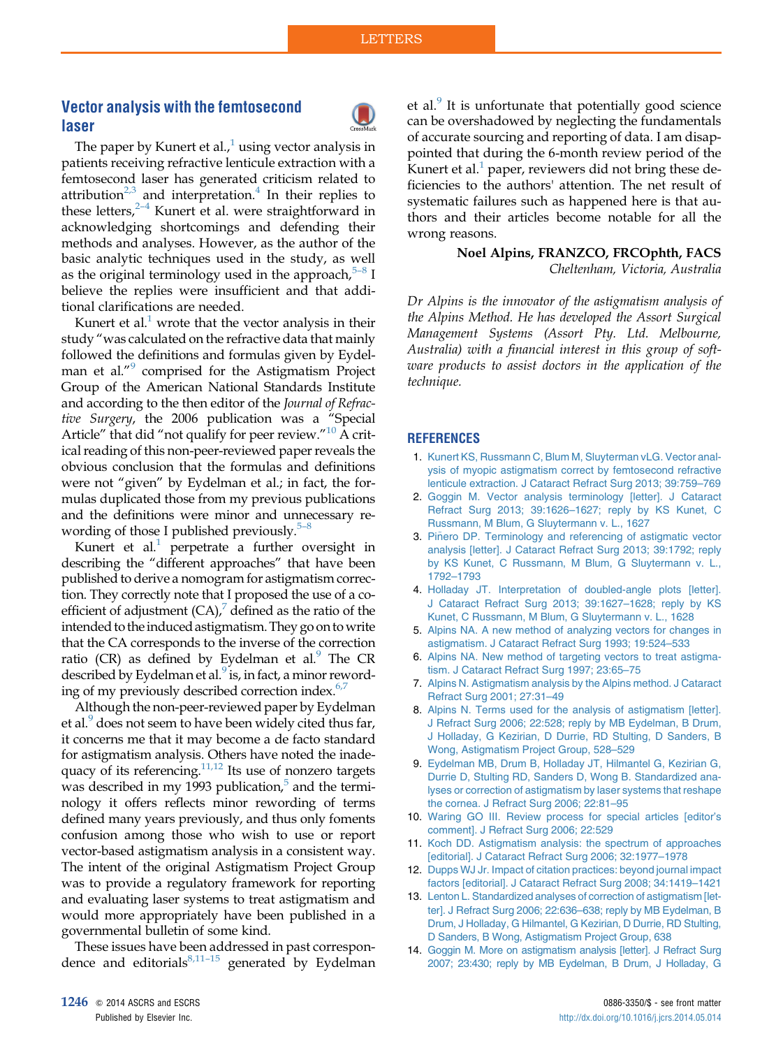LETTERS

## Vector analysis with the femtosecond laser

The paper by Kunert et al.,[1] using vector analysis in patients receiving refractive lenticule extraction with a femtosecond laser has generated criticism related to attribution[2,3] and interpretation.[4] In their replies to these letters,[2–4] Kunert et al. were straightforward in acknowledging shortcomings and defending their methods and analyses. However, as the author of the basic analytic techniques used in the study, as well as the original terminology used in the approach,[5–8] I believe the replies were insufficient and that additional clarifications are needed.

Kunert et al.[1] wrote that the vector analysis in their study "was calculated on the refractive data that mainly followed the definitions and formulas given by Eydelman et al."[9] comprised for the Astigmatism Project Group of the American National Standards Institute and according to the then editor of the *Journal of Refractive Surgery*, the 2006 publication was a "Special Article" that did "not qualify for peer review."[10] A critical reading of this non-peer-reviewed paper reveals the obvious conclusion that the formulas and definitions were not "given" by Eydelman et al.; in fact, the formulas duplicated those from my previous publications and the definitions were minor and unnecessary rewording of those I published previously.[5–8]

Kunert et al.[1] perpetrate a further oversight in describing the "different approaches" that have been published to derive a nomogram for astigmatism correction. They correctly note that I proposed the use of a coefficient of adjustment (CA),[7] defined as the ratio of the intended to the induced astigmatism. They go on to write that the CA corresponds to the inverse of the correction ratio (CR) as defined by Eydelman et al.[9] The CR described by Eydelman et al.[9] is, in fact, a minor rewording of my previously described correction index.[6,7]

Although the non-peer-reviewed paper by Eydelman et al.[9] does not seem to have been widely cited thus far, it concerns me that it may become a de facto standard for astigmatism analysis. Others have noted the inadequacy of its referencing.[11,12] Its use of nonzero targets was described in my 1993 publication,[5] and the terminology it offers reflects minor rewording of terms defined many years previously, and thus only foments confusion among those who wish to use or report vector-based astigmatism analysis in a consistent way. The intent of the original Astigmatism Project Group was to provide a regulatory framework for reporting and evaluating laser systems to treat astigmatism and would more appropriately have been published in a governmental bulletin of some kind.

These issues have been addressed in past correspondence and editorials[8,11–15] generated by Eydelman et al.[9] It is unfortunate that potentially good science can be overshadowed by neglecting the fundamentals of accurate sourcing and reporting of data. I am disappointed that during the 6-month review period of the Kunert et al.[1] paper, reviewers did not bring these deficiencies to the authors' attention. The net result of systematic failures such as happened here is that authors and their articles become notable for all the wrong reasons.

**Noel Alpins, FRANZCO, FRCOphth, FACS**
*Cheltenham, Victoria, Australia*

*Dr Alpins is the innovator of the astigmatism analysis of the Alpins Method. He has developed the Assort Surgical Management Systems (Assort Pty. Ltd. Melbourne, Australia) with a financial interest in this group of software products to assist doctors in the application of the technique.*

## REFERENCES

1. Kunert KS, Russmann C, Blum M, Sluyterman vLG. Vector analysis of myopic astigmatism correct by femtosecond refractive lenticule extraction. J Cataract Refract Surg 2013; 39:759–769
2. Goggin M. Vector analysis terminology [letter]. J Cataract Refract Surg 2013; 39:1626–1627; reply by KS Kunet, C Russmann, M Blum, G Sluytermann v. L., 1627
3. Piñero DP. Terminology and referencing of astigmatic vector analysis [letter]. J Cataract Refract Surg 2013; 39:1792; reply by KS Kunet, C Russmann, M Blum, G Sluytermann v. L., 1792–1793
4. Holladay JT. Interpretation of doubled-angle plots [letter]. J Cataract Refract Surg 2013; 39:1627–1628; reply by KS Kunet, C Russmann, M Blum, G Sluytermann v. L., 1628
5. Alpins NA. A new method of analyzing vectors for changes in astigmatism. J Cataract Refract Surg 1993; 19:524–533
6. Alpins NA. New method of targeting vectors to treat astigmatism. J Cataract Refract Surg 1997; 23:65–75
7. Alpins N. Astigmatism analysis by the Alpins method. J Cataract Refract Surg 2001; 27:31–49
8. Alpins N. Terms used for the analysis of astigmatism [letter]. J Refract Surg 2006; 22:528; reply by MB Eydelman, B Drum, J Holladay, G Kezirian, D Durrie, RD Stulting, D Sanders, B Wong, Astigmatism Project Group, 528–529
9. Eydelman MB, Drum B, Holladay JT, Hilmantel G, Kezirian G, Durrie D, Stulting RD, Sanders D, Wong B. Standardized analyses or correction of astigmatism by laser systems that reshape the cornea. J Refract Surg 2006; 22:81–95
10. Waring GO III. Review process for special articles [editor's comment]. J Refract Surg 2006; 22:529
11. Koch DD. Astigmatism analysis: the spectrum of approaches [editorial]. J Cataract Refract Surg 2006; 32:1977–1978
12. Dupps WJ Jr. Impact of citation practices: beyond journal impact factors [editorial]. J Cataract Refract Surg 2008; 34:1419–1421
13. Lenton L. Standardized analyses of correction of astigmatism [letter]. J Refract Surg 2006; 22:636–638; reply by MB Eydelman, B Drum, J Holladay, G Hilmantel, G Kezirian, D Durrie, RD Stulting, D Sanders, B Wong, Astigmatism Project Group, 638
14. Goggin M. More on astigmatism analysis [letter]. J Refract Surg 2007; 23:430; reply by MB Eydelman, B Drum, J Holladay, G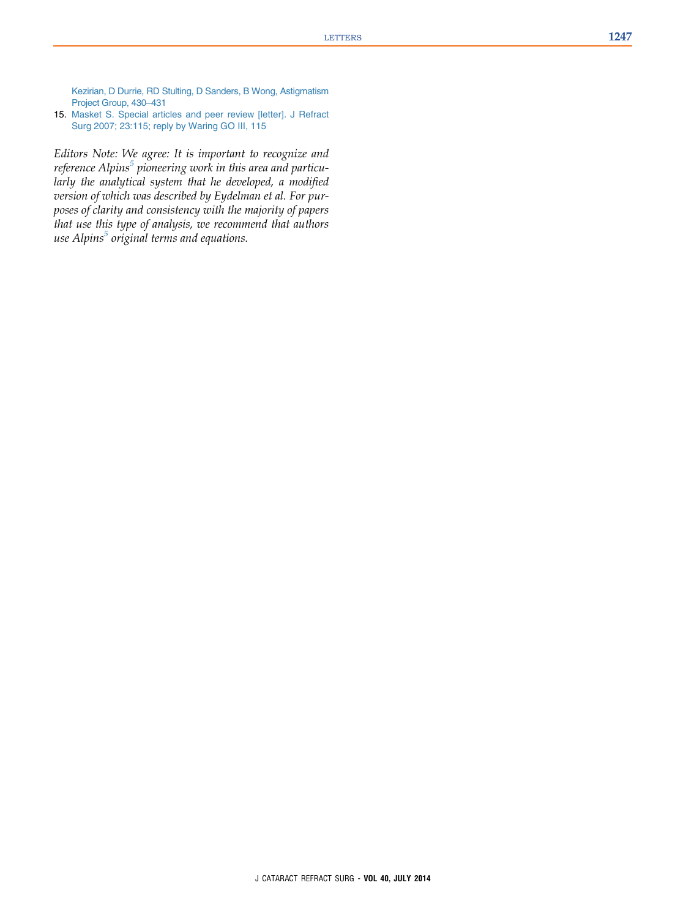Kezirian, D Durrie, RD Stulting, D Sanders, B Wong, Astigmatism Project Group, 430–431

15. Masket S. Special articles and peer review [letter]. J Refract Surg 2007; 23:115; reply by Waring GO III, 115

*Editors Note: We agree: It is important to recognize and reference Alpins[5] pioneering work in this area and particularly the analytical system that he developed, a modified version of which was described by Eydelman et al. For purposes of clarity and consistency with the majority of papers that use this type of analysis, we recommend that authors use Alpins[5] original terms and equations.*